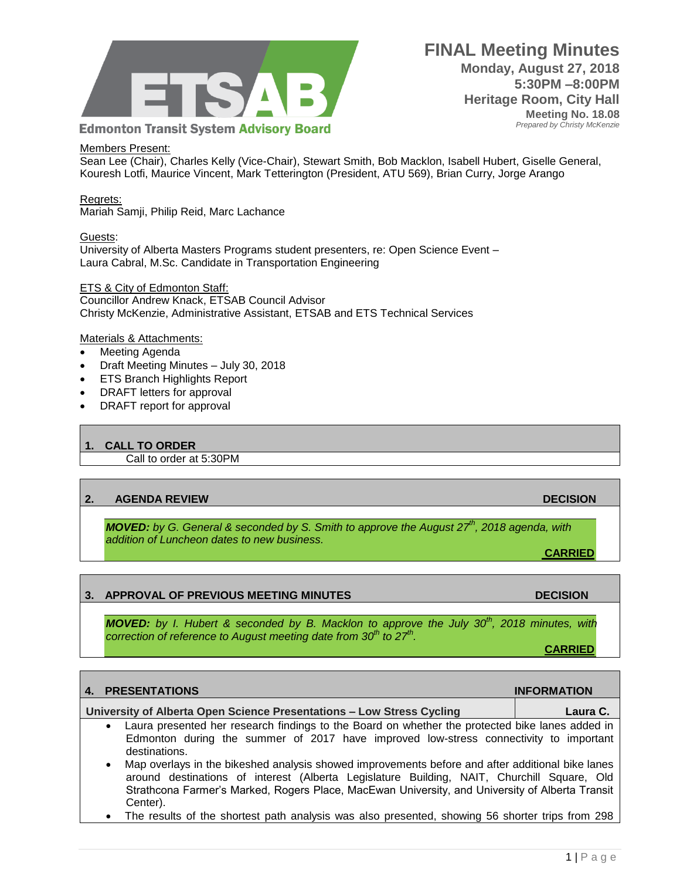# FINAL Meeting Minutes

**Edmonton Transit System Advisory Board**

**Monday, August 27, 2018**
**5:30PM –8:00PM**
**Heritage Room, City Hall**
**Meeting No. 18.08**
*Prepared by Christy McKenzie*

Members Present:
Sean Lee (Chair), Charles Kelly (Vice-Chair), Stewart Smith, Bob Macklon, Isabell Hubert, Giselle General, Kouresh Lotfi, Maurice Vincent, Mark Tetterington (President, ATU 569), Brian Curry, Jorge Arango

Regrets:
Mariah Samji, Philip Reid, Marc Lachance

Guests:
University of Alberta Masters Programs student presenters, re: Open Science Event – Laura Cabral, M.Sc. Candidate in Transportation Engineering

ETS & City of Edmonton Staff:
Councillor Andrew Knack, ETSAB Council Advisor
Christy McKenzie, Administrative Assistant, ETSAB and ETS Technical Services

Materials & Attachments:
- Meeting Agenda
- Draft Meeting Minutes – July 30, 2018
- ETS Branch Highlights Report
- DRAFT letters for approval
- DRAFT report for approval

## 1. CALL TO ORDER

Call to order at 5:30PM

## 2. AGENDA REVIEW — DECISION

***MOVED:*** *by G. General & seconded by S. Smith to approve the August 27th, 2018 agenda, with addition of Luncheon dates to new business.*

**CARRIED**

## 3. APPROVAL OF PREVIOUS MEETING MINUTES — DECISION

***MOVED:*** *by I. Hubert & seconded by B. Macklon to approve the July 30th, 2018 minutes, with correction of reference to August meeting date from 30th to 27th.*

**CARRIED**

## 4. PRESENTATIONS — INFORMATION

**University of Alberta Open Science Presentations – Low Stress Cycling** — **Laura C.**

- Laura presented her research findings to the Board on whether the protected bike lanes added in Edmonton during the summer of 2017 have improved low-stress connectivity to important destinations.
- Map overlays in the bikeshed analysis showed improvements before and after additional bike lanes around destinations of interest (Alberta Legislature Building, NAIT, Churchill Square, Old Strathcona Farmer's Marked, Rogers Place, MacEwan University, and University of Alberta Transit Center).
- The results of the shortest path analysis was also presented, showing 56 shorter trips from 298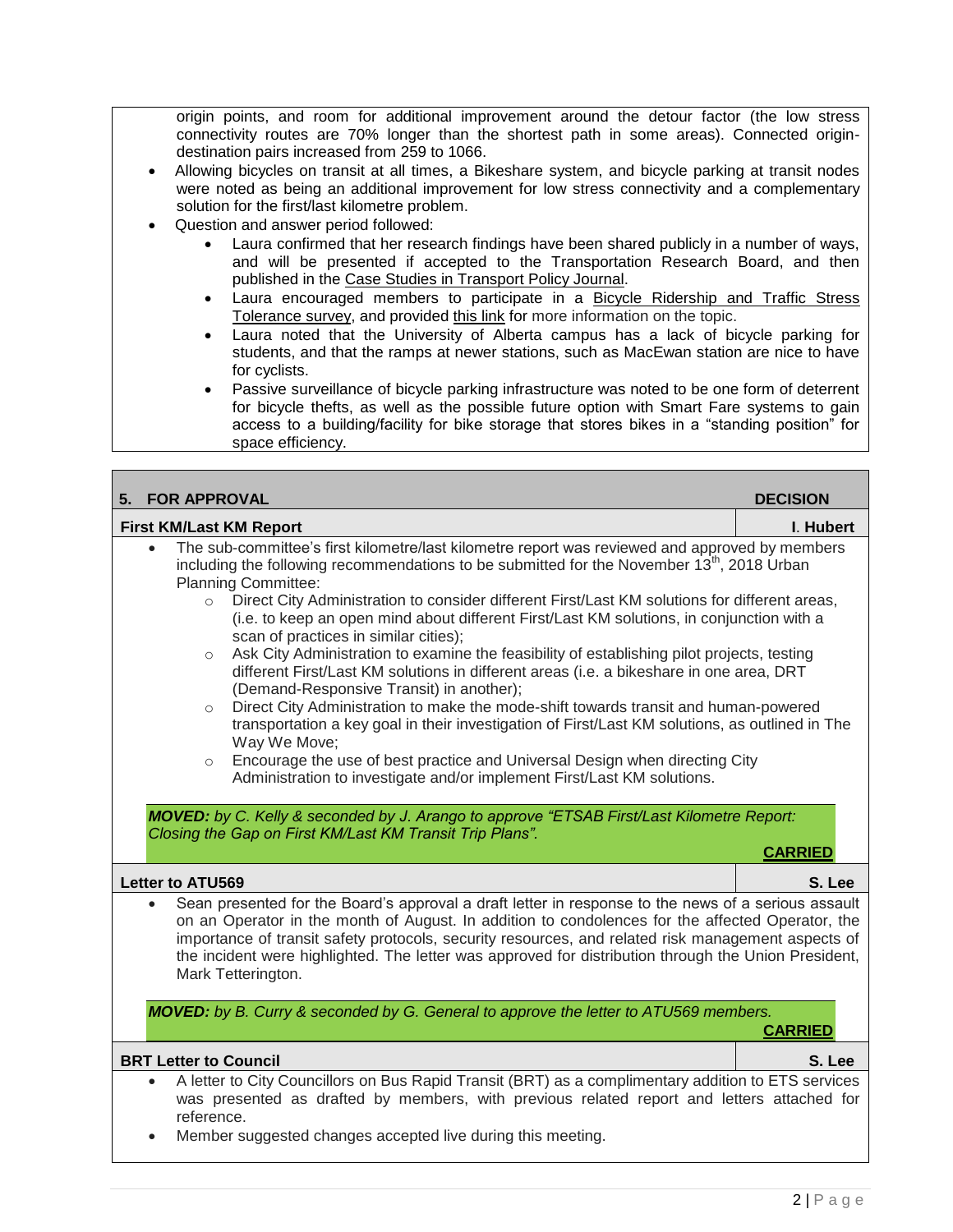origin points, and room for additional improvement around the detour factor (the low stress connectivity routes are 70% longer than the shortest path in some areas). Connected origin-destination pairs increased from 259 to 1066.

- Allowing bicycles on transit at all times, a Bikeshare system, and bicycle parking at transit nodes were noted as being an additional improvement for low stress connectivity and a complementary solution for the first/last kilometre problem.
- Question and answer period followed:
  - Laura confirmed that her research findings have been shared publicly in a number of ways, and will be presented if accepted to the Transportation Research Board, and then published in the Case Studies in Transport Policy Journal.
  - Laura encouraged members to participate in a Bicycle Ridership and Traffic Stress Tolerance survey, and provided this link for more information on the topic.
  - Laura noted that the University of Alberta campus has a lack of bicycle parking for students, and that the ramps at newer stations, such as MacEwan station are nice to have for cyclists.
  - Passive surveillance of bicycle parking infrastructure was noted to be one form of deterrent for bicycle thefts, as well as the possible future option with Smart Fare systems to gain access to a building/facility for bike storage that stores bikes in a "standing position" for space efficiency.

## 5. FOR APPROVAL — DECISION

### First KM/Last KM Report — I. Hubert

- The sub-committee's first kilometre/last kilometre report was reviewed and approved by members including the following recommendations to be submitted for the November 13th, 2018 Urban Planning Committee:
  - Direct City Administration to consider different First/Last KM solutions for different areas, (i.e. to keep an open mind about different First/Last KM solutions, in conjunction with a scan of practices in similar cities);
  - Ask City Administration to examine the feasibility of establishing pilot projects, testing different First/Last KM solutions in different areas (i.e. a bikeshare in one area, DRT (Demand-Responsive Transit) in another);
  - Direct City Administration to make the mode-shift towards transit and human-powered transportation a key goal in their investigation of First/Last KM solutions, as outlined in The Way We Move;
  - Encourage the use of best practice and Universal Design when directing City Administration to investigate and/or implement First/Last KM solutions.

***MOVED:*** *by C. Kelly & seconded by J. Arango to approve "ETSAB First/Last Kilometre Report: Closing the Gap on First KM/Last KM Transit Trip Plans".*

**CARRIED**

### Letter to ATU569 — S. Lee

- Sean presented for the Board's approval a draft letter in response to the news of a serious assault on an Operator in the month of August. In addition to condolences for the affected Operator, the importance of transit safety protocols, security resources, and related risk management aspects of the incident were highlighted. The letter was approved for distribution through the Union President, Mark Tetterington.

***MOVED:*** *by B. Curry & seconded by G. General to approve the letter to ATU569 members.*

**CARRIED**

### BRT Letter to Council — S. Lee

- A letter to City Councillors on Bus Rapid Transit (BRT) as a complimentary addition to ETS services was presented as drafted by members, with previous related report and letters attached for reference.
- Member suggested changes accepted live during this meeting.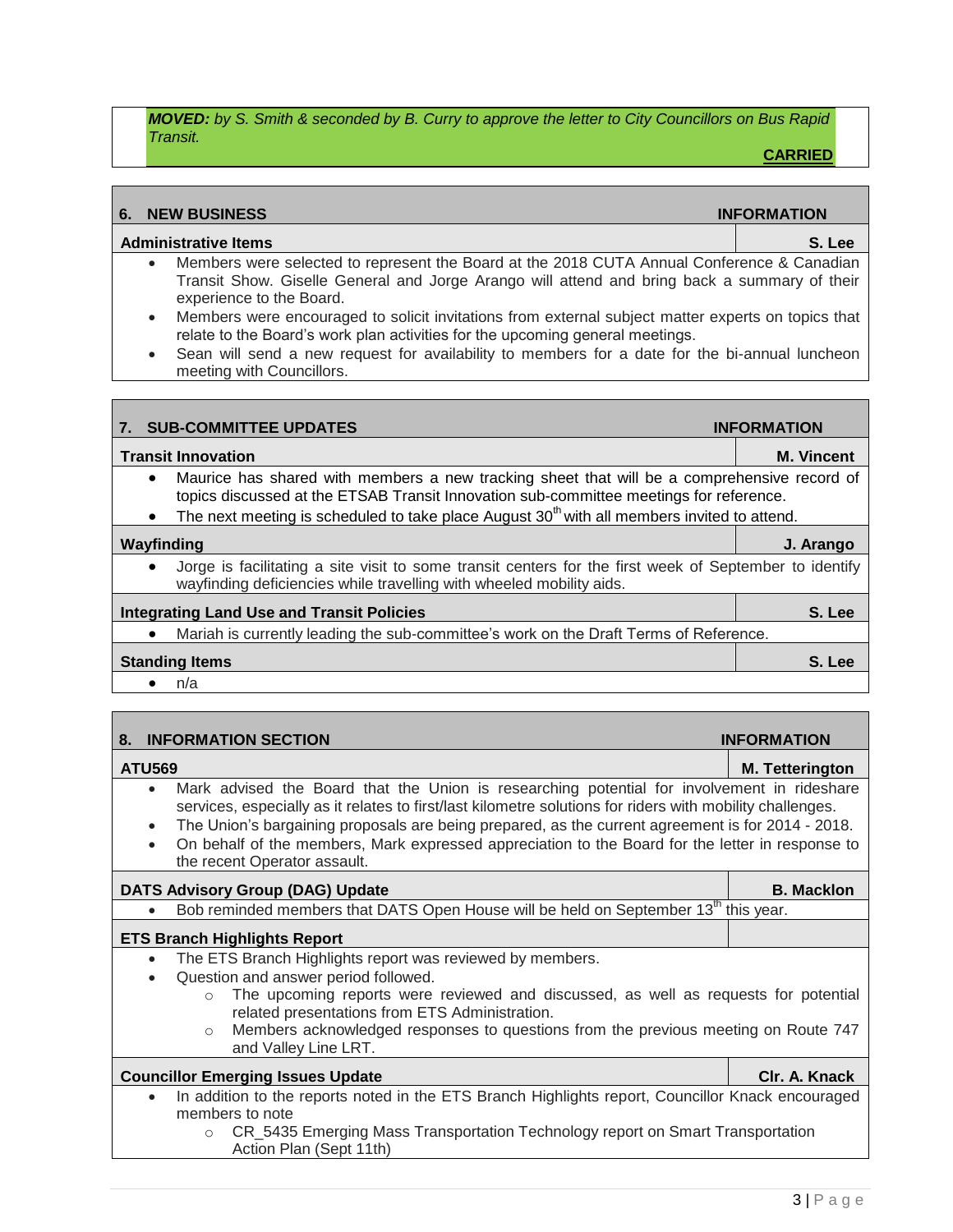***MOVED:*** *by S. Smith & seconded by B. Curry to approve the letter to City Councillors on Bus Rapid Transit.*

**CARRIED**

## 6. NEW BUSINESS — INFORMATION

### Administrative Items — S. Lee

- Members were selected to represent the Board at the 2018 CUTA Annual Conference & Canadian Transit Show. Giselle General and Jorge Arango will attend and bring back a summary of their experience to the Board.
- Members were encouraged to solicit invitations from external subject matter experts on topics that relate to the Board's work plan activities for the upcoming general meetings.
- Sean will send a new request for availability to members for a date for the bi-annual luncheon meeting with Councillors.

## 7. SUB-COMMITTEE UPDATES — INFORMATION

### Transit Innovation — M. Vincent

- Maurice has shared with members a new tracking sheet that will be a comprehensive record of topics discussed at the ETSAB Transit Innovation sub-committee meetings for reference.
- The next meeting is scheduled to take place August 30th with all members invited to attend.

### Wayfinding — J. Arango

- Jorge is facilitating a site visit to some transit centers for the first week of September to identify wayfinding deficiencies while travelling with wheeled mobility aids.

### Integrating Land Use and Transit Policies — S. Lee

- Mariah is currently leading the sub-committee's work on the Draft Terms of Reference.

### Standing Items — S. Lee

- n/a

## 8. INFORMATION SECTION — INFORMATION

### ATU569 — M. Tetterington

- Mark advised the Board that the Union is researching potential for involvement in rideshare services, especially as it relates to first/last kilometre solutions for riders with mobility challenges.
- The Union's bargaining proposals are being prepared, as the current agreement is for 2014 - 2018.
- On behalf of the members, Mark expressed appreciation to the Board for the letter in response to the recent Operator assault.

### DATS Advisory Group (DAG) Update — B. Macklon

- Bob reminded members that DATS Open House will be held on September 13th this year.

### ETS Branch Highlights Report

- The ETS Branch Highlights report was reviewed by members.
- Question and answer period followed.
  - The upcoming reports were reviewed and discussed, as well as requests for potential related presentations from ETS Administration.
  - Members acknowledged responses to questions from the previous meeting on Route 747 and Valley Line LRT.

### Councillor Emerging Issues Update — Clr. A. Knack

- In addition to the reports noted in the ETS Branch Highlights report, Councillor Knack encouraged members to note
  - CR_5435 Emerging Mass Transportation Technology report on Smart Transportation Action Plan (Sept 11th)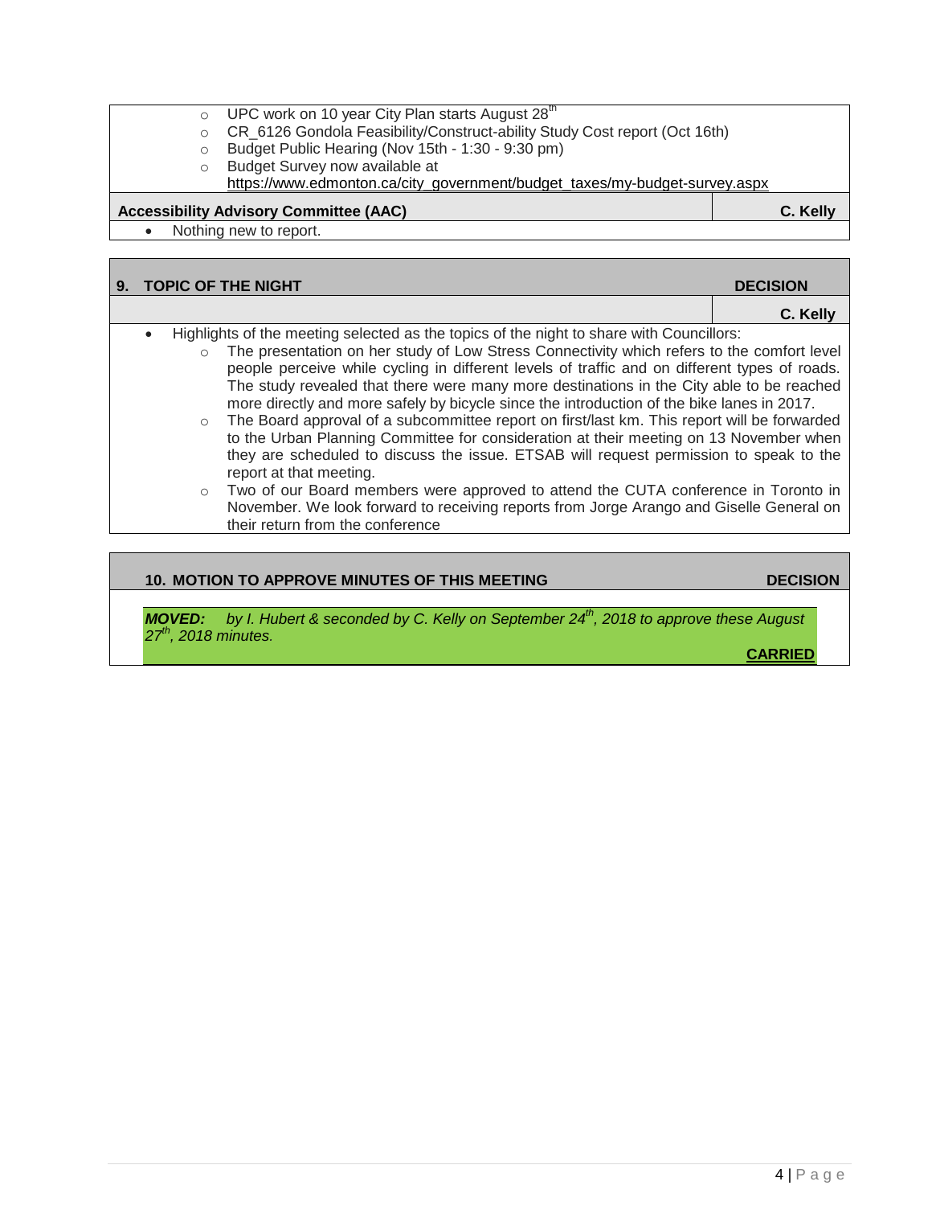- UPC work on 10 year City Plan starts August 28th
- CR_6126 Gondola Feasibility/Construct-ability Study Cost report (Oct 16th)
- Budget Public Hearing (Nov 15th - 1:30 - 9:30 pm)
- Budget Survey now available at https://www.edmonton.ca/city_government/budget_taxes/my-budget-survey.aspx

| **Accessibility Advisory Committee (AAC)** | **C. Kelly** |
|---|---|

- Nothing new to report.

| **9. TOPIC OF THE NIGHT** | **DECISION** |
|---|---|
| | **C. Kelly** |

- Highlights of the meeting selected as the topics of the night to share with Councillors:
  - The presentation on her study of Low Stress Connectivity which refers to the comfort level people perceive while cycling in different levels of traffic and on different types of roads. The study revealed that there were many more destinations in the City able to be reached more directly and more safely by bicycle since the introduction of the bike lanes in 2017.
  - The Board approval of a subcommittee report on first/last km. This report will be forwarded to the Urban Planning Committee for consideration at their meeting on 13 November when they are scheduled to discuss the issue. ETSAB will request permission to speak to the report at that meeting.
  - Two of our Board members were approved to attend the CUTA conference in Toronto in November. We look forward to receiving reports from Jorge Arango and Giselle General on their return from the conference

| **10. MOTION TO APPROVE MINUTES OF THIS MEETING** | **DECISION** |
|---|---|

***MOVED:*** *by I. Hubert & seconded by C. Kelly on September 24th, 2018 to approve these August 27th, 2018 minutes.*

**CARRIED**